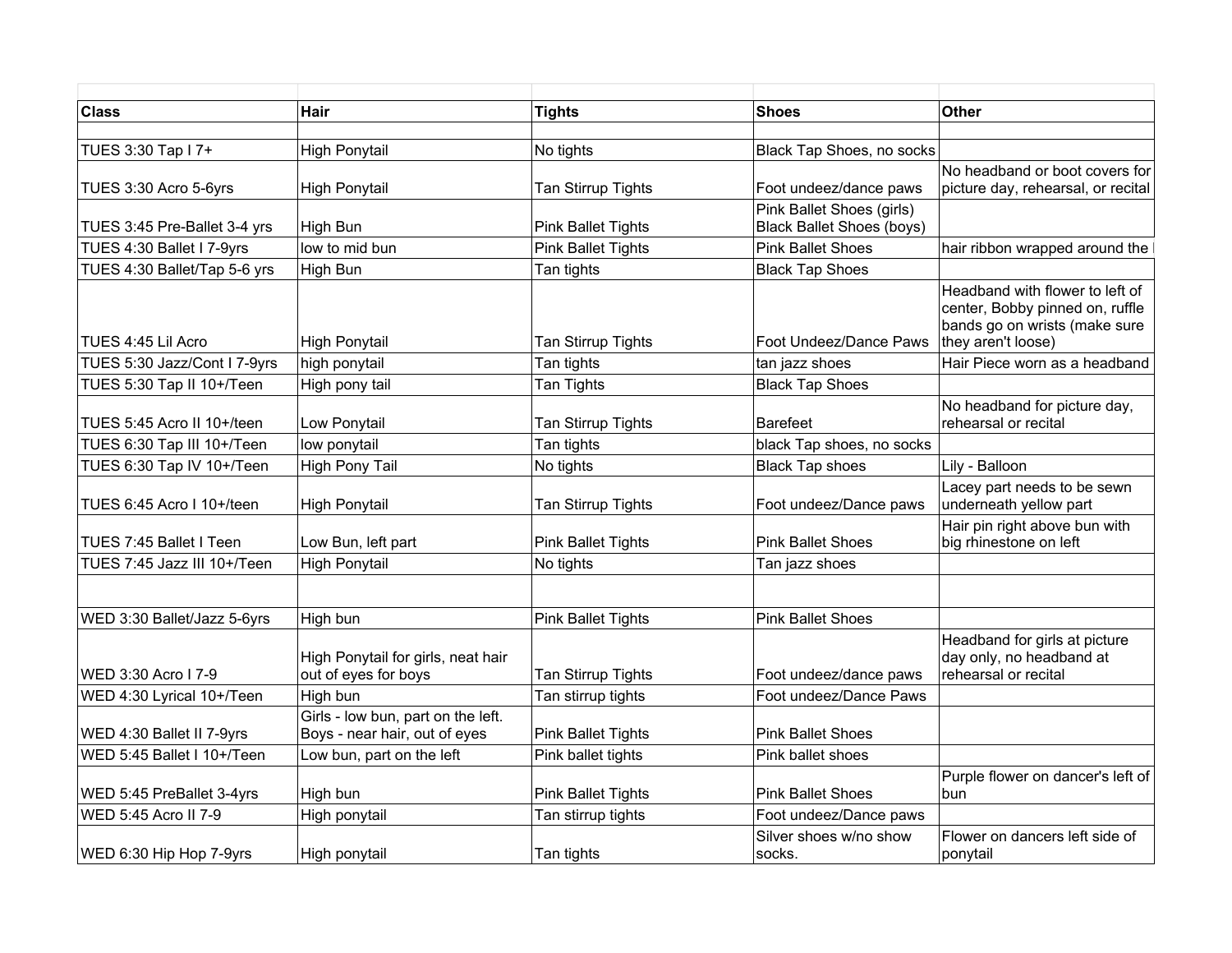| Class | Hair | Tights | Shoes | Other |
|---|---|---|---|---|
| | | | | |
| TUES 3:30 Tap I 7+ | High Ponytail | No tights | Black Tap Shoes, no socks | |
| TUES 3:30 Acro 5-6yrs | High Ponytail | Tan Stirrup Tights | Foot undeez/dance paws | No headband or boot covers for picture day, rehearsal, or recital |
| TUES 3:45 Pre-Ballet 3-4 yrs | High Bun | Pink Ballet Tights | Pink Ballet Shoes (girls) Black Ballet Shoes (boys) | |
| TUES 4:30 Ballet I 7-9yrs | low to mid bun | Pink Ballet Tights | Pink Ballet Shoes | hair ribbon wrapped around the |
| TUES 4:30 Ballet/Tap 5-6 yrs | High Bun | Tan tights | Black Tap Shoes | |
| TUES 4:45 Lil Acro | High Ponytail | Tan Stirrup Tights | Foot Undeez/Dance Paws | Headband with flower to left of center, Bobby pinned on, ruffle bands go on wrists (make sure they aren't loose) |
| TUES 5:30 Jazz/Cont I 7-9yrs | high ponytail | Tan tights | tan jazz shoes | Hair Piece worn as a headband |
| TUES 5:30 Tap II 10+/Teen | High pony tail | Tan Tights | Black Tap Shoes | |
| TUES 5:45 Acro II 10+/teen | Low Ponytail | Tan Stirrup Tights | Barefeet | No headband for picture day, rehearsal or recital |
| TUES 6:30 Tap III 10+/Teen | low ponytail | Tan tights | black Tap shoes, no socks | |
| TUES 6:30 Tap IV 10+/Teen | High Pony Tail | No tights | Black Tap shoes | Lily - Balloon |
| TUES 6:45 Acro I 10+/teen | High Ponytail | Tan Stirrup Tights | Foot undeez/Dance paws | Lacey part needs to be sewn underneath yellow part |
| TUES 7:45 Ballet I Teen | Low Bun, left part | Pink Ballet Tights | Pink Ballet Shoes | Hair pin right above bun with big rhinestone on left |
| TUES 7:45 Jazz III 10+/Teen | High Ponytail | No tights | Tan jazz shoes | |
| | | | | |
| WED 3:30 Ballet/Jazz 5-6yrs | High bun | Pink Ballet Tights | Pink Ballet Shoes | |
| WED 3:30 Acro I 7-9 | High Ponytail for girls, neat hair out of eyes for boys | Tan Stirrup Tights | Foot undeez/dance paws | Headband for girls at picture day only, no headband at rehearsal or recital |
| WED 4:30 Lyrical 10+/Teen | High bun | Tan stirrup tights | Foot undeez/Dance Paws | |
| WED 4:30 Ballet II 7-9yrs | Girls - low bun, part on the left. Boys - near hair, out of eyes | Pink Ballet Tights | Pink Ballet Shoes | |
| WED 5:45 Ballet I 10+/Teen | Low bun, part on the left | Pink ballet tights | Pink ballet shoes | |
| WED 5:45 PreBallet 3-4yrs | High bun | Pink Ballet Tights | Pink Ballet Shoes | Purple flower on dancer's left of bun |
| WED 5:45 Acro II 7-9 | High ponytail | Tan stirrup tights | Foot undeez/Dance paws | |
| WED 6:30 Hip Hop 7-9yrs | High ponytail | Tan tights | Silver shoes w/no show socks. | Flower on dancers left side of ponytail |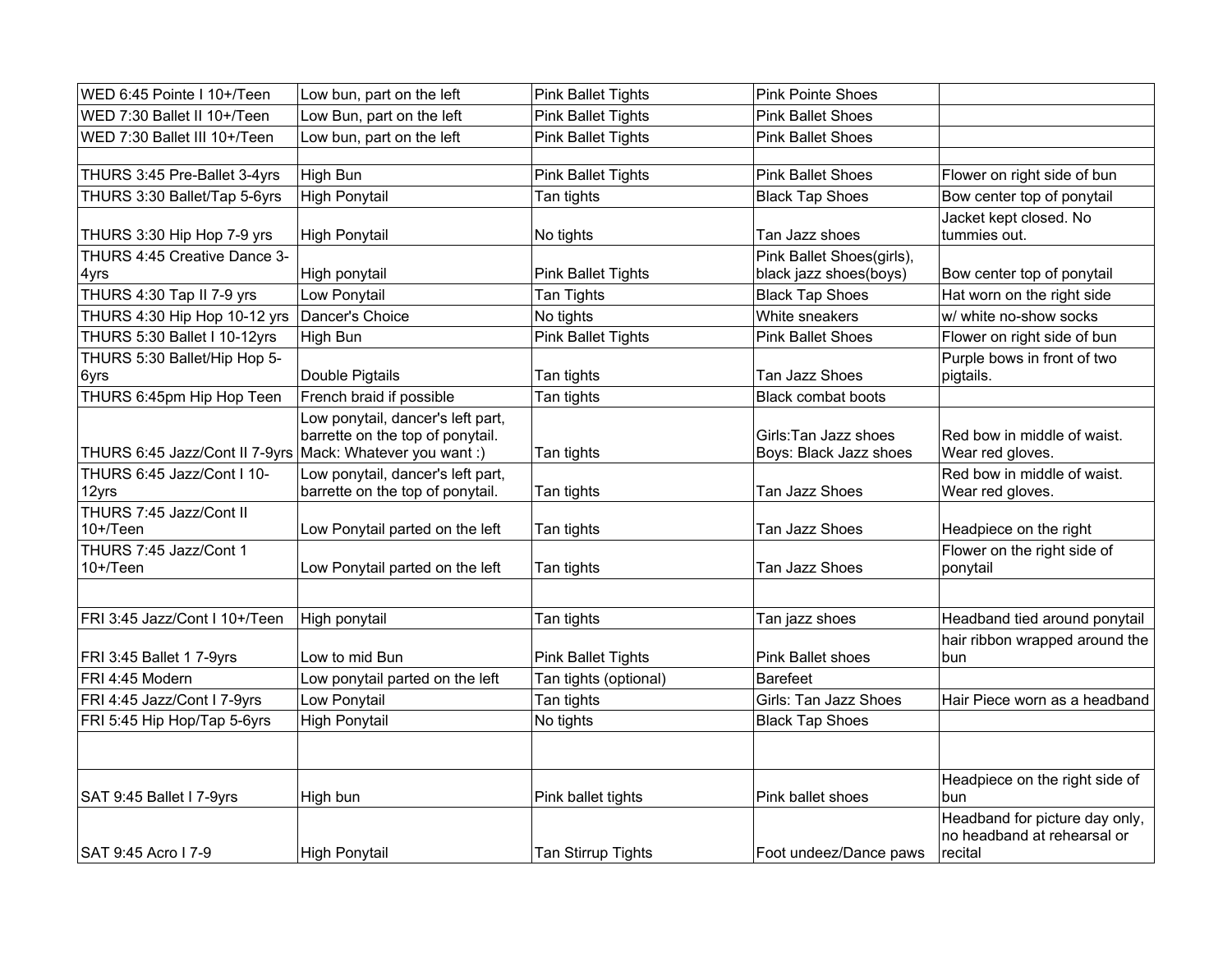| | | | | |
|---|---|---|---|---|
| WED 6:45 Pointe I 10+/Teen | Low bun, part on the left | Pink Ballet Tights | Pink Pointe Shoes | |
| WED 7:30 Ballet II 10+/Teen | Low Bun, part on the left | Pink Ballet Tights | Pink Ballet Shoes | |
| WED 7:30 Ballet III 10+/Teen | Low bun, part on the left | Pink Ballet Tights | Pink Ballet Shoes | |
| | | | | |
| THURS 3:45 Pre-Ballet 3-4yrs | High Bun | Pink Ballet Tights | Pink Ballet Shoes | Flower on right side of bun |
| THURS 3:30 Ballet/Tap 5-6yrs | High Ponytail | Tan tights | Black Tap Shoes | Bow center top of ponytail |
| THURS 3:30 Hip Hop 7-9 yrs | High Ponytail | No tights | Tan Jazz shoes | Jacket kept closed. No tummies out. |
| THURS 4:45 Creative Dance 3-4yrs | High ponytail | Pink Ballet Tights | Pink Ballet Shoes(girls), black jazz shoes(boys) | Bow center top of ponytail |
| THURS 4:30 Tap II 7-9 yrs | Low Ponytail | Tan Tights | Black Tap Shoes | Hat worn on the right side |
| THURS 4:30 Hip Hop 10-12 yrs | Dancer's Choice | No tights | White sneakers | w/ white no-show socks |
| THURS 5:30 Ballet I 10-12yrs | High Bun | Pink Ballet Tights | Pink Ballet Shoes | Flower on right side of bun |
| THURS 5:30 Ballet/Hip Hop 5-6yrs | Double Pigtails | Tan tights | Tan Jazz Shoes | Purple bows in front of two pigtails. |
| THURS 6:45pm Hip Hop Teen | French braid if possible | Tan tights | Black combat boots | |
| THURS 6:45 Jazz/Cont II 7-9yrs | Low ponytail, dancer's left part, barrette on the top of ponytail. Mack: Whatever you want :) | Tan tights | Girls:Tan Jazz shoes Boys: Black Jazz shoes | Red bow in middle of waist. Wear red gloves. |
| THURS 6:45 Jazz/Cont I 10-12yrs | Low ponytail, dancer's left part, barrette on the top of ponytail. | Tan tights | Tan Jazz Shoes | Red bow in middle of waist. Wear red gloves. |
| THURS 7:45 Jazz/Cont II 10+/Teen | Low Ponytail parted on the left | Tan tights | Tan Jazz Shoes | Headpiece on the right |
| THURS 7:45 Jazz/Cont 1 10+/Teen | Low Ponytail parted on the left | Tan tights | Tan Jazz Shoes | Flower on the right side of ponytail |
| | | | | |
| FRI 3:45 Jazz/Cont I 10+/Teen | High ponytail | Tan tights | Tan jazz shoes | Headband tied around ponytail |
| FRI 3:45 Ballet 1 7-9yrs | Low to mid Bun | Pink Ballet Tights | Pink Ballet shoes | hair ribbon wrapped around the bun |
| FRI 4:45 Modern | Low ponytail parted on the left | Tan tights (optional) | Barefeet | |
| FRI 4:45 Jazz/Cont I 7-9yrs | Low Ponytail | Tan tights | Girls: Tan Jazz Shoes | Hair Piece worn as a headband |
| FRI 5:45 Hip Hop/Tap 5-6yrs | High Ponytail | No tights | Black Tap Shoes | |
| | | | | |
| SAT 9:45 Ballet I 7-9yrs | High bun | Pink ballet tights | Pink ballet shoes | Headpiece on the right side of bun |
| SAT 9:45 Acro I 7-9 | High Ponytail | Tan Stirrup Tights | Foot undeez/Dance paws | Headband for picture day only, no headband at rehearsal or recital |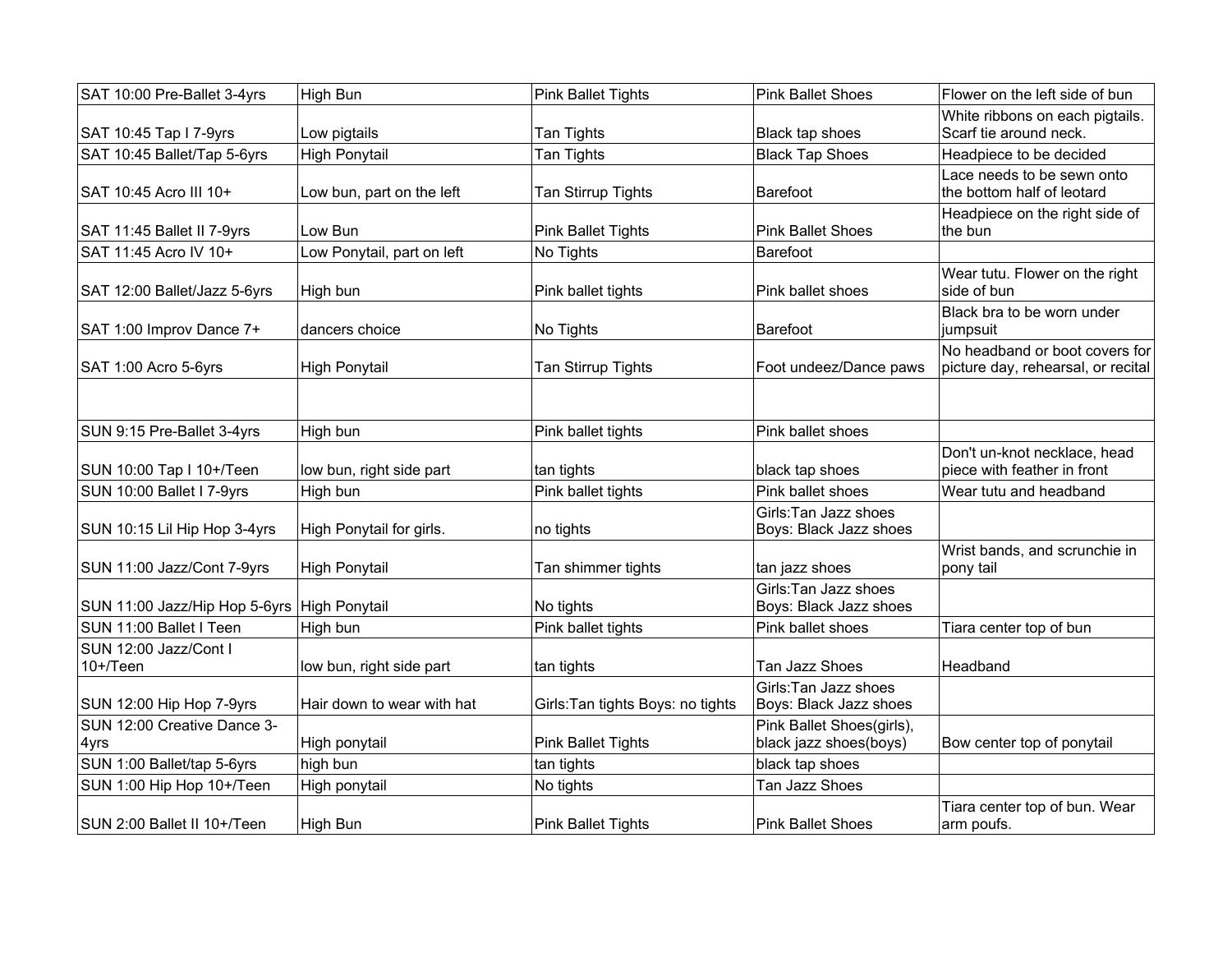| | | | | |
|---|---|---|---|---|
| SAT 10:00 Pre-Ballet 3-4yrs | High Bun | Pink Ballet Tights | Pink Ballet Shoes | Flower on the left side of bun |
| SAT 10:45 Tap I 7-9yrs | Low pigtails | Tan Tights | Black tap shoes | White ribbons on each pigtails. Scarf tie around neck. |
| SAT 10:45 Ballet/Tap 5-6yrs | High Ponytail | Tan Tights | Black Tap Shoes | Headpiece to be decided |
| SAT 10:45 Acro III 10+ | Low bun, part on the left | Tan Stirrup Tights | Barefoot | Lace needs to be sewn onto the bottom half of leotard |
| SAT 11:45 Ballet II 7-9yrs | Low Bun | Pink Ballet Tights | Pink Ballet Shoes | Headpiece on the right side of the bun |
| SAT 11:45 Acro IV 10+ | Low Ponytail, part on left | No Tights | Barefoot | |
| SAT 12:00 Ballet/Jazz 5-6yrs | High bun | Pink ballet tights | Pink ballet shoes | Wear tutu. Flower on the right side of bun |
| SAT 1:00 Improv Dance 7+ | dancers choice | No Tights | Barefoot | Black bra to be worn under jumpsuit |
| SAT 1:00 Acro 5-6yrs | High Ponytail | Tan Stirrup Tights | Foot undeez/Dance paws | No headband or boot covers for picture day, rehearsal, or recital |
| | | | | |
| SUN 9:15 Pre-Ballet 3-4yrs | High bun | Pink ballet tights | Pink ballet shoes | |
| SUN 10:00 Tap I 10+/Teen | low bun, right side part | tan tights | black tap shoes | Don't un-knot necklace, head piece with feather in front |
| SUN 10:00 Ballet I 7-9yrs | High bun | Pink ballet tights | Pink ballet shoes | Wear tutu and headband |
| SUN 10:15 Lil Hip Hop 3-4yrs | High Ponytail for girls. | no tights | Girls:Tan Jazz shoes Boys: Black Jazz shoes | |
| SUN 11:00 Jazz/Cont 7-9yrs | High Ponytail | Tan shimmer tights | tan jazz shoes | Wrist bands, and scrunchie in pony tail |
| SUN 11:00 Jazz/Hip Hop 5-6yrs | High Ponytail | No tights | Girls:Tan Jazz shoes Boys: Black Jazz shoes | |
| SUN 11:00 Ballet I Teen | High bun | Pink ballet tights | Pink ballet shoes | Tiara center top of bun |
| SUN 12:00 Jazz/Cont I 10+/Teen | low bun, right side part | tan tights | Tan Jazz Shoes | Headband |
| SUN 12:00 Hip Hop 7-9yrs | Hair down to wear with hat | Girls:Tan tights Boys: no tights | Girls:Tan Jazz shoes Boys: Black Jazz shoes | |
| SUN 12:00 Creative Dance 3-4yrs | High ponytail | Pink Ballet Tights | Pink Ballet Shoes(girls), black jazz shoes(boys) | Bow center top of ponytail |
| SUN 1:00 Ballet/tap 5-6yrs | high bun | tan tights | black tap shoes | |
| SUN 1:00 Hip Hop 10+/Teen | High ponytail | No tights | Tan Jazz Shoes | |
| SUN 2:00 Ballet II 10+/Teen | High Bun | Pink Ballet Tights | Pink Ballet Shoes | Tiara center top of bun. Wear arm poufs. |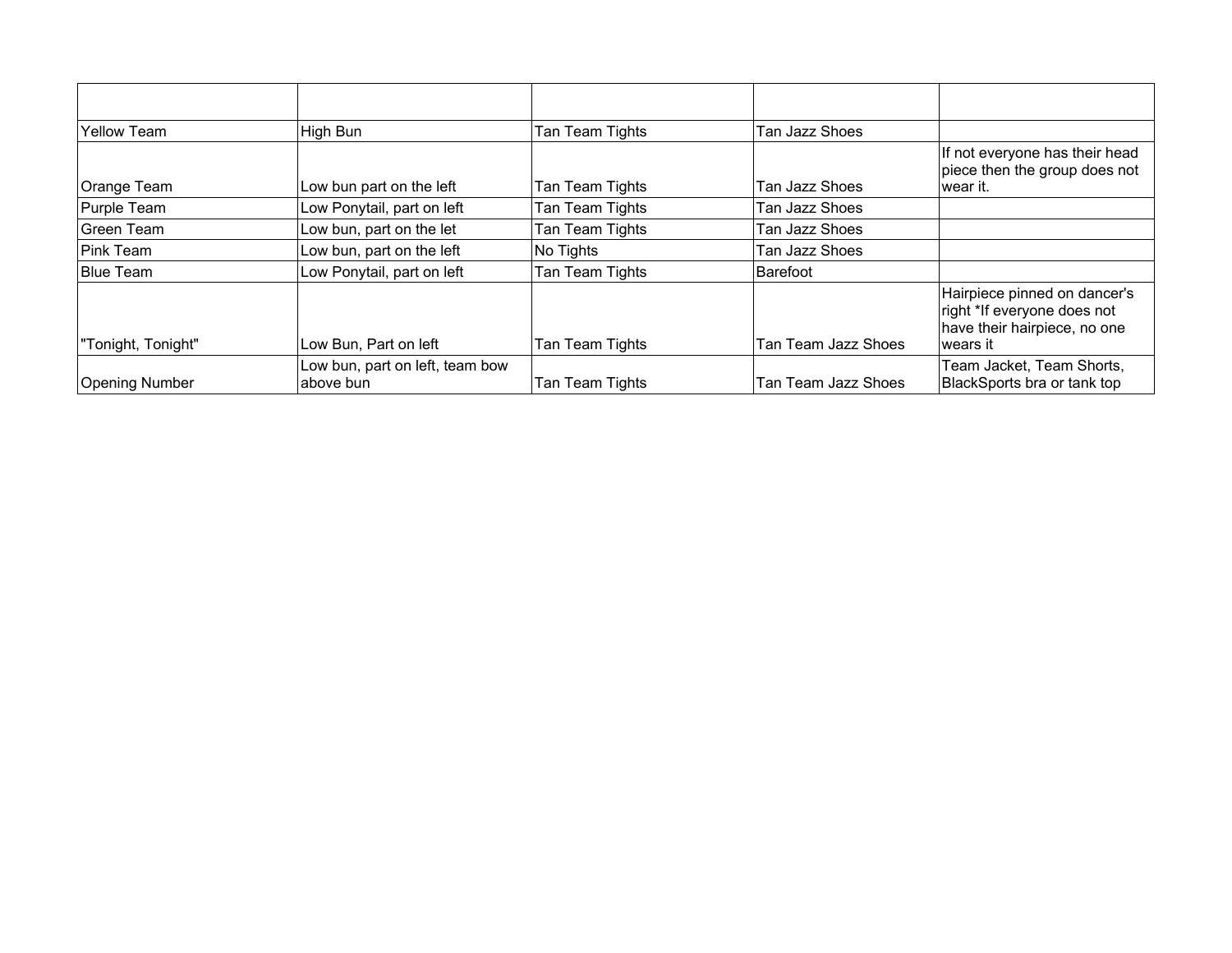| | | | | |
|---|---|---|---|---|
| Yellow Team | High Bun | Tan Team Tights | Tan Jazz Shoes | |
| Orange Team | Low bun part on the left | Tan Team Tights | Tan Jazz Shoes | If not everyone has their head piece then the group does not wear it. |
| Purple Team | Low Ponytail, part on left | Tan Team Tights | Tan Jazz Shoes | |
| Green Team | Low bun, part on the let | Tan Team Tights | Tan Jazz Shoes | |
| Pink Team | Low bun, part on the left | No Tights | Tan Jazz Shoes | |
| Blue Team | Low Ponytail, part on left | Tan Team Tights | Barefoot | |
| "Tonight, Tonight" | Low Bun, Part on left | Tan Team Tights | Tan Team Jazz Shoes | Hairpiece pinned on dancer's right *If everyone does not have their hairpiece, no one wears it |
| Opening Number | Low bun, part on left, team bow above bun | Tan Team Tights | Tan Team Jazz Shoes | Team Jacket, Team Shorts, BlackSports bra or tank top |